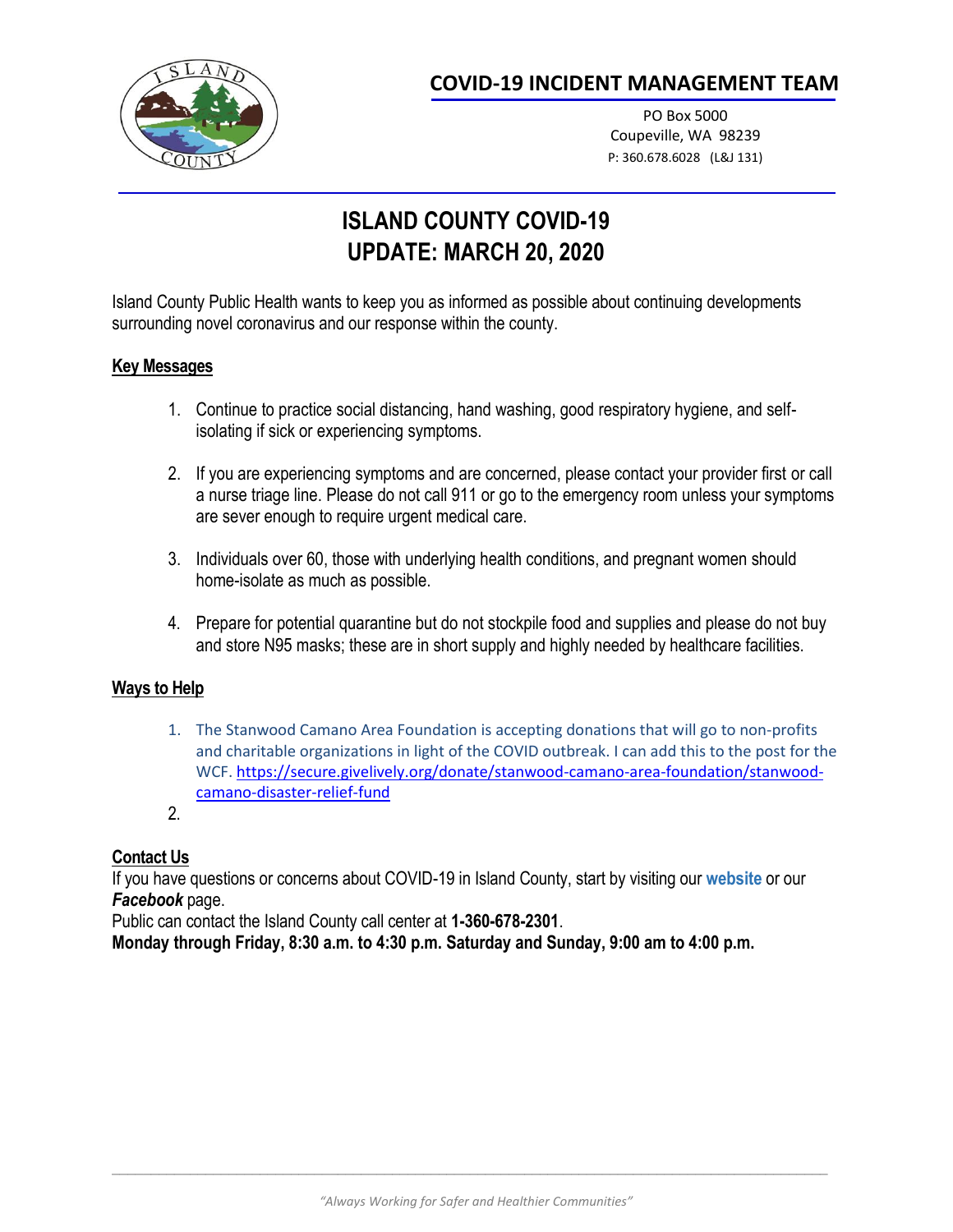## COVID-19 INCIDENT MANAGEMENT TEAM

PO Box 5000
Coupeville, WA 98239
P: 360.678.6028 (L&J 131)

# ISLAND COUNTY COVID-19
# UPDATE: MARCH 20, 2020

Island County Public Health wants to keep you as informed as possible about continuing developments surrounding novel coronavirus and our response within the county.

**Key Messages**

1. Continue to practice social distancing, hand washing, good respiratory hygiene, and self-isolating if sick or experiencing symptoms.
2. If you are experiencing symptoms and are concerned, please contact your provider first or call a nurse triage line. Please do not call 911 or go to the emergency room unless your symptoms are sever enough to require urgent medical care.
3. Individuals over 60, those with underlying health conditions, and pregnant women should home-isolate as much as possible.
4. Prepare for potential quarantine but do not stockpile food and supplies and please do not buy and store N95 masks; these are in short supply and highly needed by healthcare facilities.

**Ways to Help**

1. The Stanwood Camano Area Foundation is accepting donations that will go to non-profits and charitable organizations in light of the COVID outbreak. I can add this to the post for the WCF. https://secure.givelively.org/donate/stanwood-camano-area-foundation/stanwood-camano-disaster-relief-fund
2.

**Contact Us**

If you have questions or concerns about COVID-19 in Island County, start by visiting our **website** or our ***Facebook*** page.
Public can contact the Island County call center at **1-360-678-2301**.
**Monday through Friday, 8:30 a.m. to 4:30 p.m. Saturday and Sunday, 9:00 am to 4:00 p.m.**

*"Always Working for Safer and Healthier Communities"*